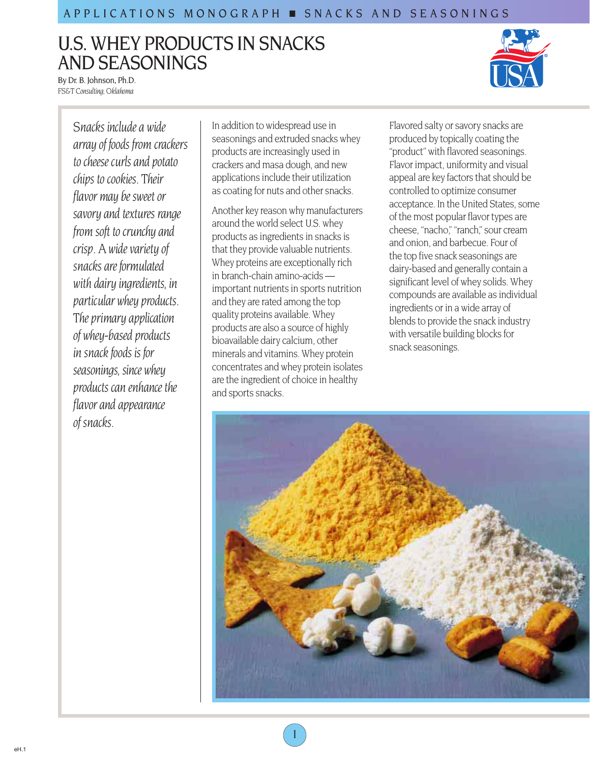# U.S. WHEY PRODUCTS IN SNACKS AND SEASONINGS

By Dr. B. Johnson, Ph.D.
*FS&T Consulting, Oklahoma*

*Snacks include a wide array of foods from crackers to cheese curls and potato chips to cookies. Their flavor may be sweet or savory and textures range from soft to crunchy and crisp. A wide variety of snacks are formulated with dairy ingredients, in particular whey products. The primary application of whey-based products in snack foods is for seasonings, since whey products can enhance the flavor and appearance of snacks.*

In addition to widespread use in seasonings and extruded snacks whey products are increasingly used in crackers and masa dough, and new applications include their utilization as coating for nuts and other snacks.

Another key reason why manufacturers around the world select U.S. whey products as ingredients in snacks is that they provide valuable nutrients. Whey proteins are exceptionally rich in branch-chain amino-acids — important nutrients in sports nutrition and they are rated among the top quality proteins available. Whey products are also a source of highly bioavailable dairy calcium, other minerals and vitamins. Whey protein concentrates and whey protein isolates are the ingredient of choice in healthy and sports snacks.

Flavored salty or savory snacks are produced by topically coating the "product" with flavored seasonings. Flavor impact, uniformity and visual appeal are key factors that should be controlled to optimize consumer acceptance. In the United States, some of the most popular flavor types are cheese, "nacho," "ranch," sour cream and onion, and barbecue. Four of the top five snack seasonings are dairy-based and generally contain a significant level of whey solids. Whey compounds are available as individual ingredients or in a wide array of blends to provide the snack industry with versatile building blocks for snack seasonings.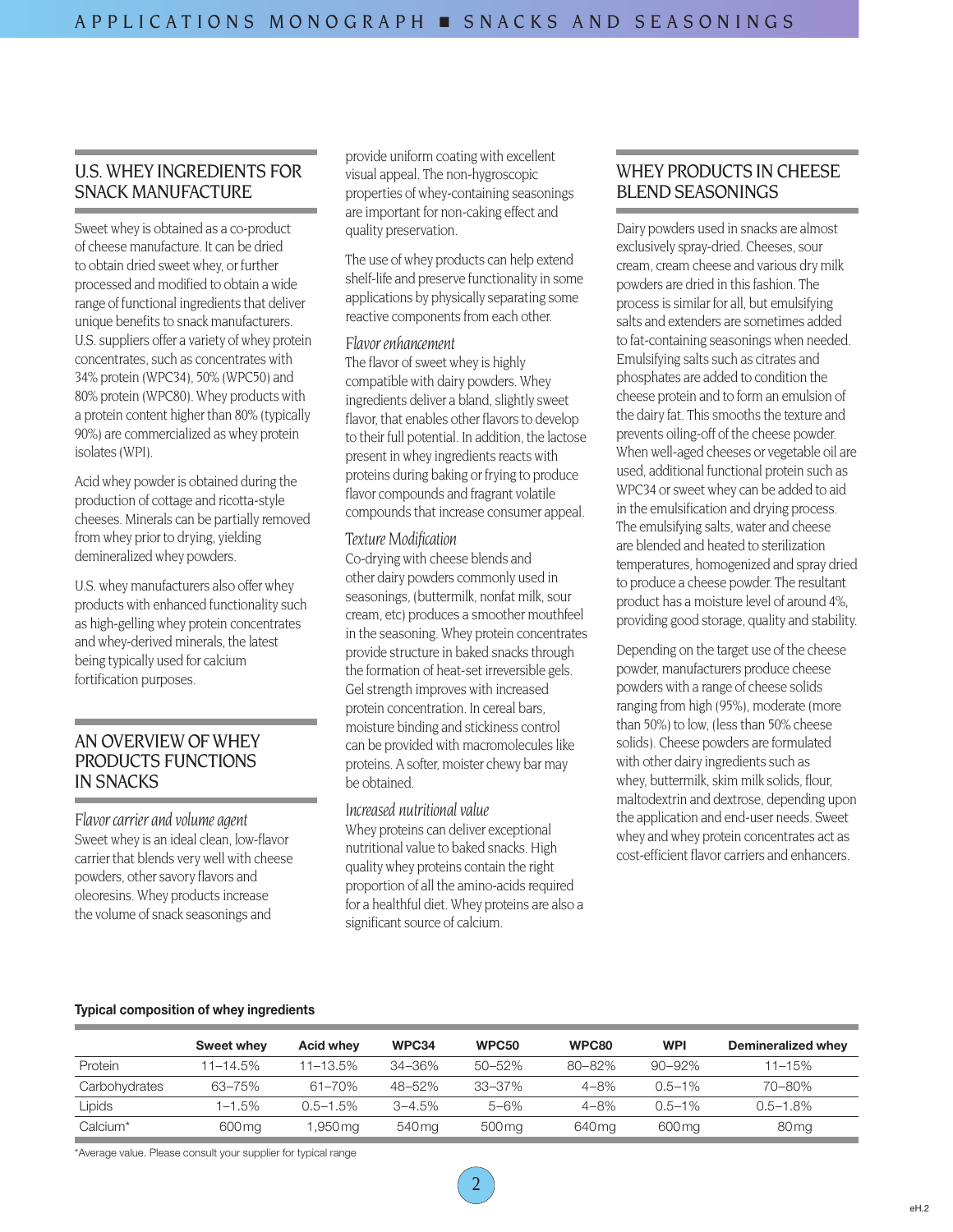## U.S. WHEY INGREDIENTS FOR SNACK MANUFACTURE

Sweet whey is obtained as a co-product of cheese manufacture. It can be dried to obtain dried sweet whey, or further processed and modified to obtain a wide range of functional ingredients that deliver unique benefits to snack manufacturers. U.S. suppliers offer a variety of whey protein concentrates, such as concentrates with 34% protein (WPC34), 50% (WPC50) and 80% protein (WPC80). Whey products with a protein content higher than 80% (typically 90%) are commercialized as whey protein isolates (WPI).

Acid whey powder is obtained during the production of cottage and ricotta-style cheeses. Minerals can be partially removed from whey prior to drying, yielding demineralized whey powders.

U.S. whey manufacturers also offer whey products with enhanced functionality such as high-gelling whey protein concentrates and whey-derived minerals, the latest being typically used for calcium fortification purposes.

## AN OVERVIEW OF WHEY PRODUCTS FUNCTIONS IN SNACKS

### *Flavor carrier and volume agent*

Sweet whey is an ideal clean, low-flavor carrier that blends very well with cheese powders, other savory flavors and oleoresins. Whey products increase the volume of snack seasonings and provide uniform coating with excellent visual appeal. The non-hygroscopic properties of whey-containing seasonings are important for non-caking effect and quality preservation.

The use of whey products can help extend shelf-life and preserve functionality in some applications by physically separating some reactive components from each other.

### *Flavor enhancement*

The flavor of sweet whey is highly compatible with dairy powders. Whey ingredients deliver a bland, slightly sweet flavor, that enables other flavors to develop to their full potential. In addition, the lactose present in whey ingredients reacts with proteins during baking or frying to produce flavor compounds and fragrant volatile compounds that increase consumer appeal.

### *Texture Modification*

Co-drying with cheese blends and other dairy powders commonly used in seasonings, (buttermilk, nonfat milk, sour cream, etc) produces a smoother mouthfeel in the seasoning. Whey protein concentrates provide structure in baked snacks through the formation of heat-set irreversible gels. Gel strength improves with increased protein concentration. In cereal bars, moisture binding and stickiness control can be provided with macromolecules like proteins. A softer, moister chewy bar may be obtained.

### *Increased nutritional value*

Whey proteins can deliver exceptional nutritional value to baked snacks. High quality whey proteins contain the right proportion of all the amino-acids required for a healthful diet. Whey proteins are also a significant source of calcium.

## WHEY PRODUCTS IN CHEESE BLEND SEASONINGS

Dairy powders used in snacks are almost exclusively spray-dried. Cheeses, sour cream, cream cheese and various dry milk powders are dried in this fashion. The process is similar for all, but emulsifying salts and extenders are sometimes added to fat-containing seasonings when needed. Emulsifying salts such as citrates and phosphates are added to condition the cheese protein and to form an emulsion of the dairy fat. This smooths the texture and prevents oiling-off of the cheese powder. When well-aged cheeses or vegetable oil are used, additional functional protein such as WPC34 or sweet whey can be added to aid in the emulsification and drying process. The emulsifying salts, water and cheese are blended and heated to sterilization temperatures, homogenized and spray dried to produce a cheese powder. The resultant product has a moisture level of around 4%, providing good storage, quality and stability.

Depending on the target use of the cheese powder, manufacturers produce cheese powders with a range of cheese solids ranging from high (95%), moderate (more than 50%) to low, (less than 50% cheese solids). Cheese powders are formulated with other dairy ingredients such as whey, buttermilk, skim milk solids, flour, maltodextrin and dextrose, depending upon the application and end-user needs. Sweet whey and whey protein concentrates act as cost-efficient flavor carriers and enhancers.

**Typical composition of whey ingredients**

| | Sweet whey | Acid whey | WPC34 | WPC50 | WPC80 | WPI | Demineralized whey |
|---|---|---|---|---|---|---|---|
| Protein | 11–14.5% | 11–13.5% | 34–36% | 50–52% | 80–82% | 90–92% | 11–15% |
| Carbohydrates | 63–75% | 61–70% | 48–52% | 33–37% | 4–8% | 0.5–1% | 70–80% |
| Lipids | 1–1.5% | 0.5–1.5% | 3–4.5% | 5–6% | 4–8% | 0.5–1% | 0.5–1.8% |
| Calcium* | 600mg | 1,950mg | 540mg | 500mg | 640mg | 600mg | 80mg |

*Average value. Please consult your supplier for typical range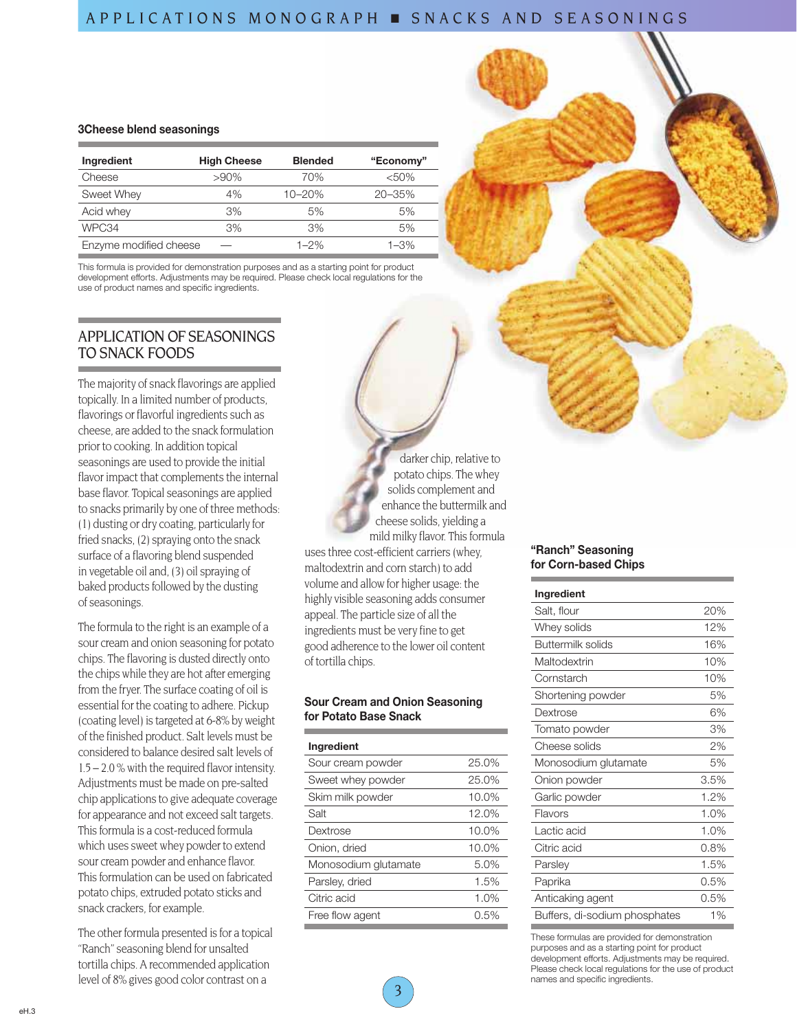### 3Cheese blend seasonings

| Ingredient | High Cheese | Blended | "Economy" |
|---|---|---|---|
| Cheese | >90% | 70% | <50% |
| Sweet Whey | 4% | 10–20% | 20–35% |
| Acid whey | 3% | 5% | 5% |
| WPC34 | 3% | 3% | 5% |
| Enzyme modified cheese | — | 1–2% | 1–3% |

This formula is provided for demonstration purposes and as a starting point for product development efforts. Adjustments may be required. Please check local regulations for the use of product names and specific ingredients.

## APPLICATION OF SEASONINGS TO SNACK FOODS

The majority of snack flavorings are applied topically. In a limited number of products, flavorings or flavorful ingredients such as cheese, are added to the snack formulation prior to cooking. In addition topical seasonings are used to provide the initial flavor impact that complements the internal base flavor. Topical seasonings are applied to snacks primarily by one of three methods: (1) dusting or dry coating, particularly for fried snacks, (2) spraying onto the snack surface of a flavoring blend suspended in vegetable oil and, (3) oil spraying of baked products followed by the dusting of seasonings.

The formula to the right is an example of a sour cream and onion seasoning for potato chips. The flavoring is dusted directly onto the chips while they are hot after emerging from the fryer. The surface coating of oil is essential for the coating to adhere. Pickup (coating level) is targeted at 6-8% by weight of the finished product. Salt levels must be considered to balance desired salt levels of 1.5 – 2.0 % with the required flavor intensity. Adjustments must be made on pre-salted chip applications to give adequate coverage for appearance and not exceed salt targets. This formula is a cost-reduced formula which uses sweet whey powder to extend sour cream powder and enhance flavor. This formulation can be used on fabricated potato chips, extruded potato sticks and snack crackers, for example.

The other formula presented is for a topical "Ranch" seasoning blend for unsalted tortilla chips. A recommended application level of 8% gives good color contrast on a darker chip, relative to potato chips. The whey solids complement and enhance the buttermilk and cheese solids, yielding a mild milky flavor. This formula uses three cost-efficient carriers (whey, maltodextrin and corn starch) to add volume and allow for higher usage: the highly visible seasoning adds consumer appeal. The particle size of all the ingredients must be very fine to get good adherence to the lower oil content of tortilla chips.

### Sour Cream and Onion Seasoning for Potato Base Snack

| Ingredient | |
|---|---|
| Sour cream powder | 25.0% |
| Sweet whey powder | 25.0% |
| Skim milk powder | 10.0% |
| Salt | 12.0% |
| Dextrose | 10.0% |
| Onion, dried | 10.0% |
| Monosodium glutamate | 5.0% |
| Parsley, dried | 1.5% |
| Citric acid | 1.0% |
| Free flow agent | 0.5% |

### "Ranch" Seasoning for Corn-based Chips

| Ingredient | |
|---|---|
| Salt, flour | 20% |
| Whey solids | 12% |
| Buttermilk solids | 16% |
| Maltodextrin | 10% |
| Cornstarch | 10% |
| Shortening powder | 5% |
| Dextrose | 6% |
| Tomato powder | 3% |
| Cheese solids | 2% |
| Monosodium glutamate | 5% |
| Onion powder | 3.5% |
| Garlic powder | 1.2% |
| Flavors | 1.0% |
| Lactic acid | 1.0% |
| Citric acid | 0.8% |
| Parsley | 1.5% |
| Paprika | 0.5% |
| Anticaking agent | 0.5% |
| Buffers, di-sodium phosphates | 1% |

These formulas are provided for demonstration purposes and as a starting point for product development efforts. Adjustments may be required. Please check local regulations for the use of product names and specific ingredients.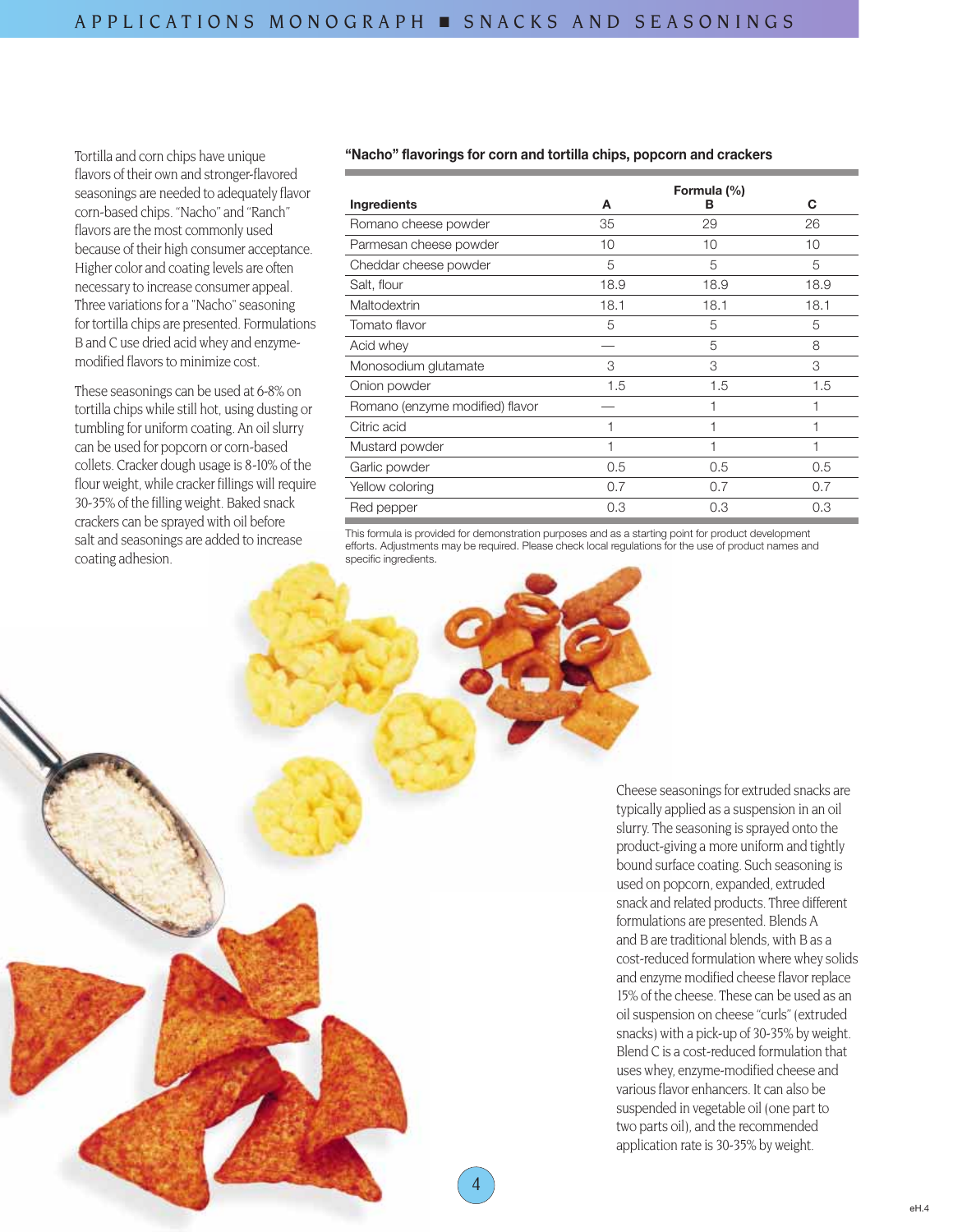Tortilla and corn chips have unique flavors of their own and stronger-flavored seasonings are needed to adequately flavor corn-based chips. "Nacho" and "Ranch" flavors are the most commonly used because of their high consumer acceptance. Higher color and coating levels are often necessary to increase consumer appeal. Three variations for a "Nacho" seasoning for tortilla chips are presented. Formulations B and C use dried acid whey and enzyme-modified flavors to minimize cost.

These seasonings can be used at 6-8% on tortilla chips while still hot, using dusting or tumbling for uniform coating. An oil slurry can be used for popcorn or corn-based collets. Cracker dough usage is 8-10% of the flour weight, while cracker fillings will require 30-35% of the filling weight. Baked snack crackers can be sprayed with oil before salt and seasonings are added to increase coating adhesion.

**"Nacho" flavorings for corn and tortilla chips, popcorn and crackers**

| Ingredients | Formula (%) A | B | C |
|---|---|---|---|
| Romano cheese powder | 35 | 29 | 26 |
| Parmesan cheese powder | 10 | 10 | 10 |
| Cheddar cheese powder | 5 | 5 | 5 |
| Salt, flour | 18.9 | 18.9 | 18.9 |
| Maltodextrin | 18.1 | 18.1 | 18.1 |
| Tomato flavor | 5 | 5 | 5 |
| Acid whey | — | 5 | 8 |
| Monosodium glutamate | 3 | 3 | 3 |
| Onion powder | 1.5 | 1.5 | 1.5 |
| Romano (enzyme modified) flavor | — | 1 | 1 |
| Citric acid | 1 | 1 | 1 |
| Mustard powder | 1 | 1 | 1 |
| Garlic powder | 0.5 | 0.5 | 0.5 |
| Yellow coloring | 0.7 | 0.7 | 0.7 |
| Red pepper | 0.3 | 0.3 | 0.3 |

This formula is provided for demonstration purposes and as a starting point for product development efforts. Adjustments may be required. Please check local regulations for the use of product names and specific ingredients.

Cheese seasonings for extruded snacks are typically applied as a suspension in an oil slurry. The seasoning is sprayed onto the product-giving a more uniform and tightly bound surface coating. Such seasoning is used on popcorn, expanded, extruded snack and related products. Three different formulations are presented. Blends A and B are traditional blends, with B as a cost-reduced formulation where whey solids and enzyme modified cheese flavor replace 15% of the cheese. These can be used as an oil suspension on cheese "curls" (extruded snacks) with a pick-up of 30-35% by weight. Blend C is a cost-reduced formulation that uses whey, enzyme-modified cheese and various flavor enhancers. It can also be suspended in vegetable oil (one part to two parts oil), and the recommended application rate is 30-35% by weight.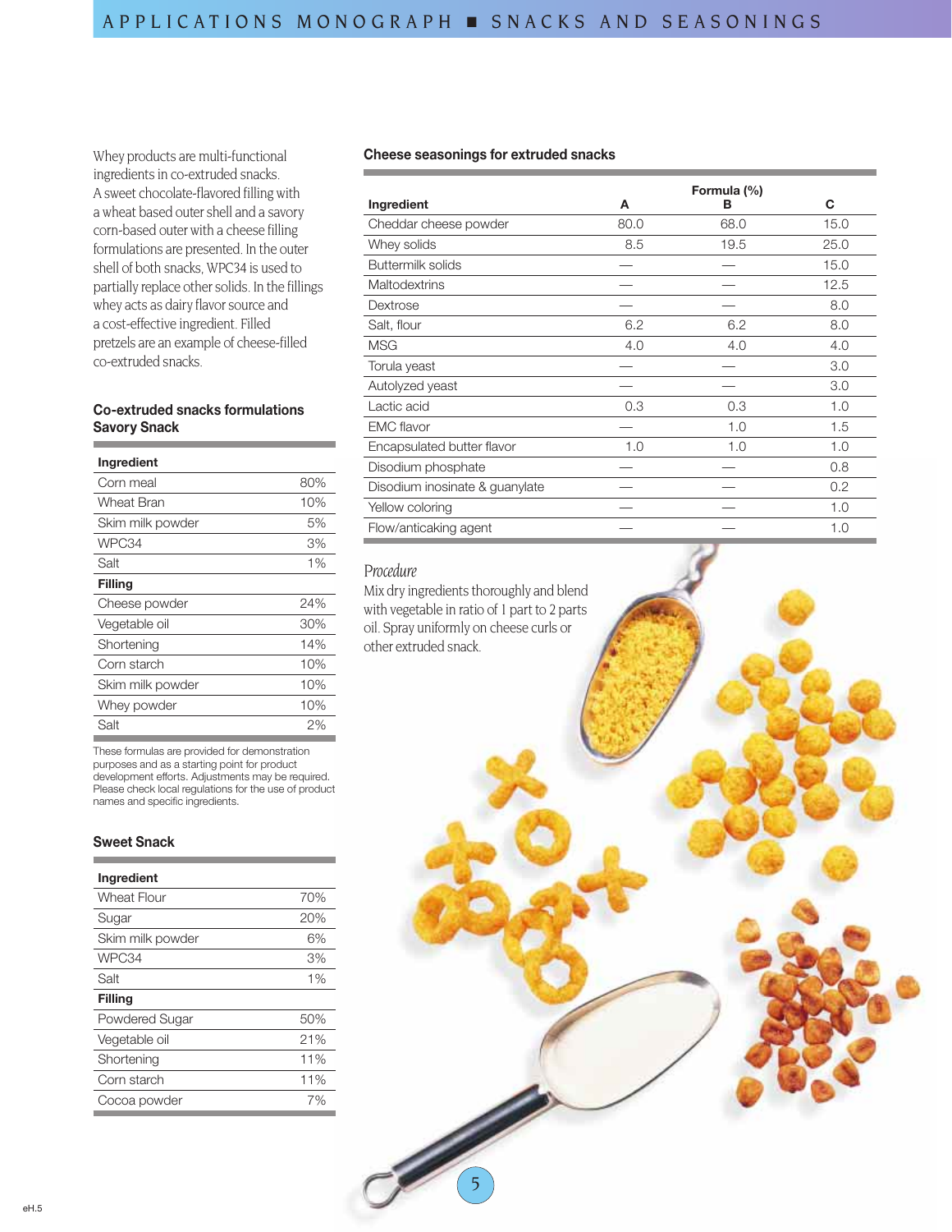Whey products are multi-functional ingredients in co-extruded snacks. A sweet chocolate-flavored filling with a wheat based outer shell and a savory corn-based outer with a cheese filling formulations are presented. In the outer shell of both snacks, WPC34 is used to partially replace other solids. In the fillings whey acts as dairy flavor source and a cost-effective ingredient. Filled pretzels are an example of cheese-filled co-extruded snacks.

### Co-extruded snacks formulations

#### Savory Snack

| Ingredient | |
|---|---|
| Corn meal | 80% |
| Wheat Bran | 10% |
| Skim milk powder | 5% |
| WPC34 | 3% |
| Salt | 1% |
| **Filling** | |
| Cheese powder | 24% |
| Vegetable oil | 30% |
| Shortening | 14% |
| Corn starch | 10% |
| Skim milk powder | 10% |
| Whey powder | 10% |
| Salt | 2% |

These formulas are provided for demonstration purposes and as a starting point for product development efforts. Adjustments may be required. Please check local regulations for the use of product names and specific ingredients.

#### Sweet Snack

| Ingredient | |
|---|---|
| Wheat Flour | 70% |
| Sugar | 20% |
| Skim milk powder | 6% |
| WPC34 | 3% |
| Salt | 1% |
| **Filling** | |
| Powdered Sugar | 50% |
| Vegetable oil | 21% |
| Shortening | 11% |
| Corn starch | 11% |
| Cocoa powder | 7% |

### Cheese seasonings for extruded snacks

| Ingredient | Formula (%) A | B | C |
|---|---|---|---|
| Cheddar cheese powder | 80.0 | 68.0 | 15.0 |
| Whey solids | 8.5 | 19.5 | 25.0 |
| Buttermilk solids | — | — | 15.0 |
| Maltodextrins | — | — | 12.5 |
| Dextrose | — | — | 8.0 |
| Salt, flour | 6.2 | 6.2 | 8.0 |
| MSG | 4.0 | 4.0 | 4.0 |
| Torula yeast | — | — | 3.0 |
| Autolyzed yeast | — | — | 3.0 |
| Lactic acid | 0.3 | 0.3 | 1.0 |
| EMC flavor | — | 1.0 | 1.5 |
| Encapsulated butter flavor | 1.0 | 1.0 | 1.0 |
| Disodium phosphate | — | — | 0.8 |
| Disodium inosinate & guanylate | — | — | 0.2 |
| Yellow coloring | — | — | 1.0 |
| Flow/anticaking agent | — | — | 1.0 |

*Procedure*

Mix dry ingredients thoroughly and blend with vegetable in ratio of 1 part to 2 parts oil. Spray uniformly on cheese curls or other extruded snack.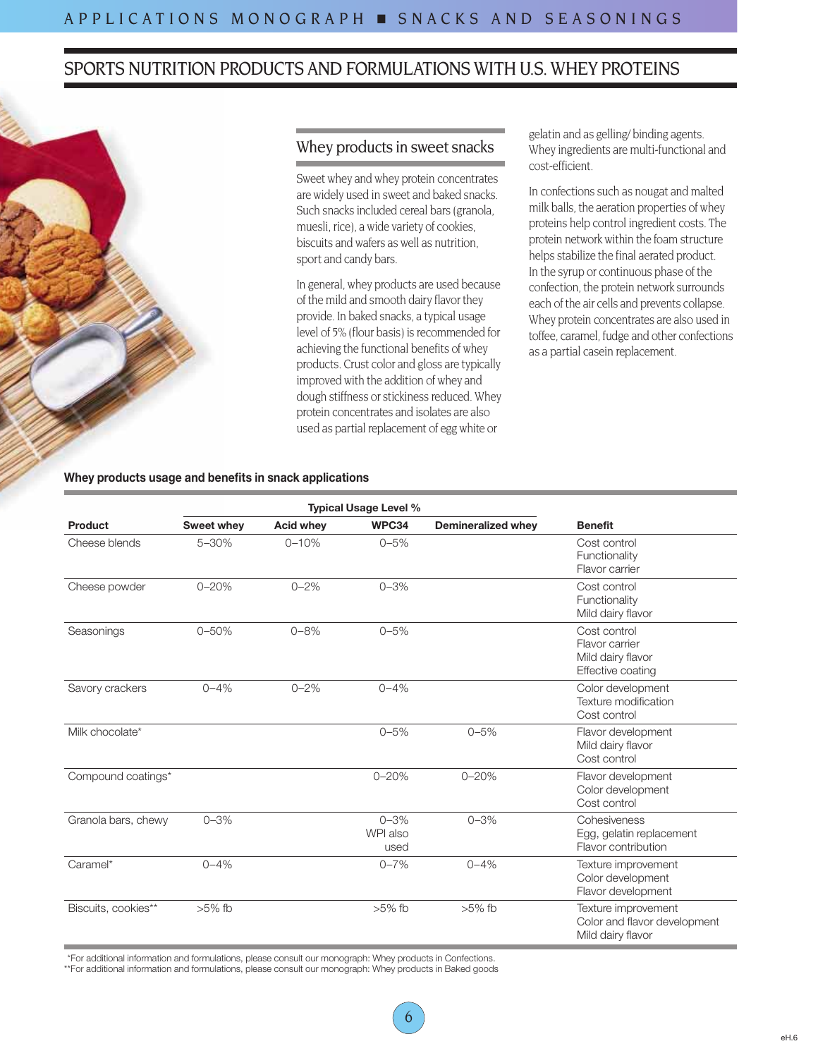## SPORTS NUTRITION PRODUCTS AND FORMULATIONS WITH U.S. WHEY PROTEINS

### Whey products in sweet snacks

Sweet whey and whey protein concentrates are widely used in sweet and baked snacks. Such snacks included cereal bars (granola, muesli, rice), a wide variety of cookies, biscuits and wafers as well as nutrition, sport and candy bars.

In general, whey products are used because of the mild and smooth dairy flavor they provide. In baked snacks, a typical usage level of 5% (flour basis) is recommended for achieving the functional benefits of whey products. Crust color and gloss are typically improved with the addition of whey and dough stiffness or stickiness reduced. Whey protein concentrates and isolates are also used as partial replacement of egg white or gelatin and as gelling/binding agents. Whey ingredients are multi-functional and cost-efficient.

In confections such as nougat and malted milk balls, the aeration properties of whey proteins help control ingredient costs. The protein network within the foam structure helps stabilize the final aerated product. In the syrup or continuous phase of the confection, the protein network surrounds each of the air cells and prevents collapse. Whey protein concentrates are also used in toffee, caramel, fudge and other confections as a partial casein replacement.

**Whey products usage and benefits in snack applications**

| | Typical Usage Level % | | | | |
|---|---|---|---|---|---|
| **Product** | **Sweet whey** | **Acid whey** | **WPC34** | **Demineralized whey** | **Benefit** |
| Cheese blends | 5–30% | 0–10% | 0–5% | | Cost control<br>Functionality<br>Flavor carrier |
| Cheese powder | 0–20% | 0–2% | 0–3% | | Cost control<br>Functionality<br>Mild dairy flavor |
| Seasonings | 0–50% | 0–8% | 0–5% | | Cost control<br>Flavor carrier<br>Mild dairy flavor<br>Effective coating |
| Savory crackers | 0–4% | 0–2% | 0–4% | | Color development<br>Texture modification<br>Cost control |
| Milk chocolate* | | | 0–5% | 0–5% | Flavor development<br>Mild dairy flavor<br>Cost control |
| Compound coatings* | | | 0–20% | 0–20% | Flavor development<br>Color development<br>Cost control |
| Granola bars, chewy | 0–3% | | 0–3%<br>WPI also used | 0–3% | Cohesiveness<br>Egg, gelatin replacement<br>Flavor contribution |
| Caramel* | 0–4% | | 0–7% | 0–4% | Texture improvement<br>Color development<br>Flavor development |
| Biscuits, cookies** | >5% fb | | >5% fb | >5% fb | Texture improvement<br>Color and flavor development<br>Mild dairy flavor |

*For additional information and formulations, please consult our monograph: Whey products in Confections.
**For additional information and formulations, please consult our monograph: Whey products in Baked goods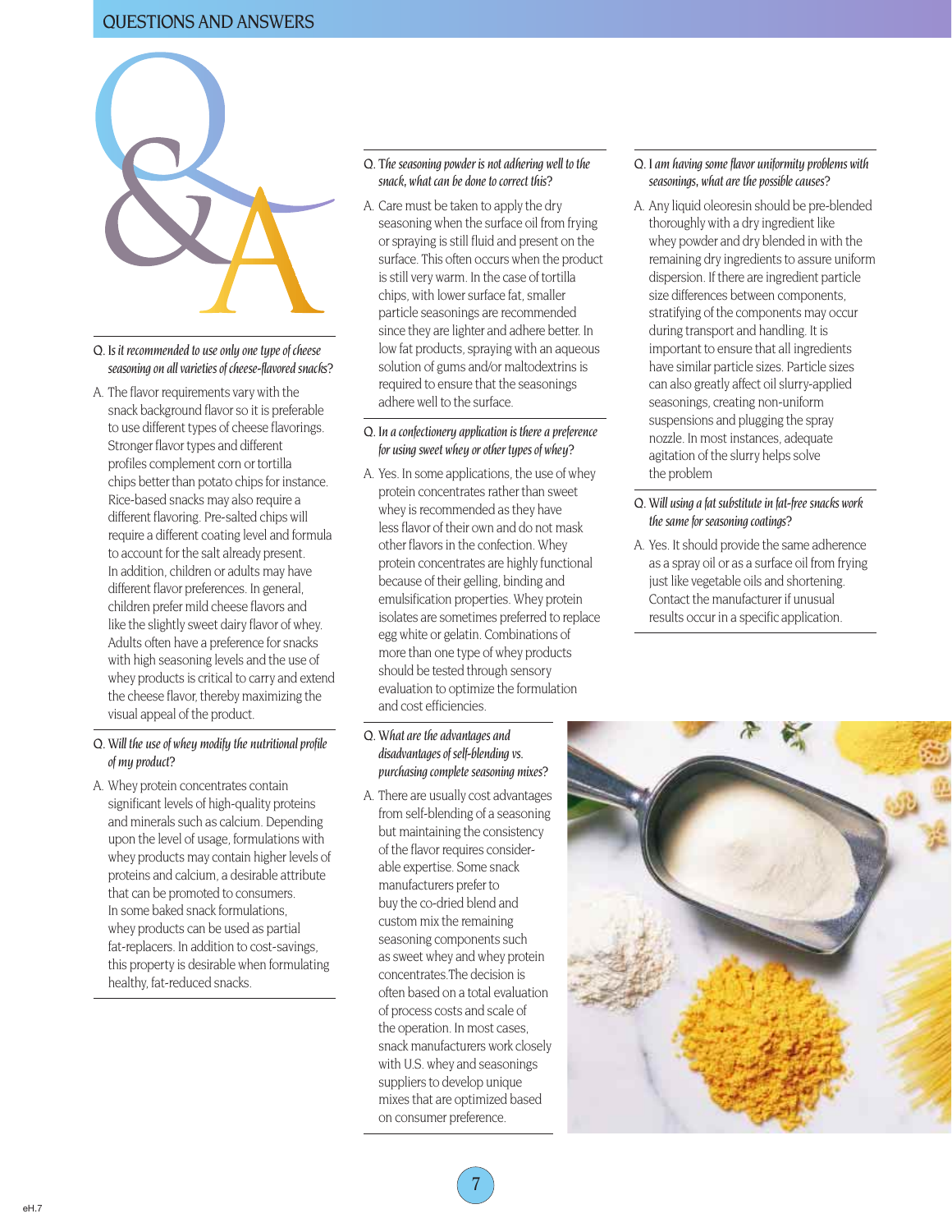## QUESTIONS AND ANSWERS

**Q. *Is it recommended to use only one type of cheese seasoning on all varieties of cheese-flavored snacks?***

A. The flavor requirements vary with the snack background flavor so it is preferable to use different types of cheese flavorings. Stronger flavor types and different profiles complement corn or tortilla chips better than potato chips for instance. Rice-based snacks may also require a different flavoring. Pre-salted chips will require a different coating level and formula to account for the salt already present. In addition, children or adults may have different flavor preferences. In general, children prefer mild cheese flavors and like the slightly sweet dairy flavor of whey. Adults often have a preference for snacks with high seasoning levels and the use of whey products is critical to carry and extend the cheese flavor, thereby maximizing the visual appeal of the product.

**Q. *Will the use of whey modify the nutritional profile of my product?***

A. Whey protein concentrates contain significant levels of high-quality proteins and minerals such as calcium. Depending upon the level of usage, formulations with whey products may contain higher levels of proteins and calcium, a desirable attribute that can be promoted to consumers. In some baked snack formulations, whey products can be used as partial fat-replacers. In addition to cost-savings, this property is desirable when formulating healthy, fat-reduced snacks.

**Q. *The seasoning powder is not adhering well to the snack, what can be done to correct this?***

A. Care must be taken to apply the dry seasoning when the surface oil from frying or spraying is still fluid and present on the surface. This often occurs when the product is still very warm. In the case of tortilla chips, with lower surface fat, smaller particle seasonings are recommended since they are lighter and adhere better. In low fat products, spraying with an aqueous solution of gums and/or maltodextrins is required to ensure that the seasonings adhere well to the surface.

**Q. *In a confectionery application is there a preference for using sweet whey or other types of whey?***

A. Yes. In some applications, the use of whey protein concentrates rather than sweet whey is recommended as they have less flavor of their own and do not mask other flavors in the confection. Whey protein concentrates are highly functional because of their gelling, binding and emulsification properties. Whey protein isolates are sometimes preferred to replace egg white or gelatin. Combinations of more than one type of whey products should be tested through sensory evaluation to optimize the formulation and cost efficiencies.

**Q. *What are the advantages and disadvantages of self-blending vs. purchasing complete seasoning mixes?***

A. There are usually cost advantages from self-blending of a seasoning but maintaining the consistency of the flavor requires considerable expertise. Some snack manufacturers prefer to buy the co-dried blend and custom mix the remaining seasoning components such as sweet whey and whey protein concentrates.The decision is often based on a total evaluation of process costs and scale of the operation. In most cases, snack manufacturers work closely with U.S. whey and seasonings suppliers to develop unique mixes that are optimized based on consumer preference.

**Q. *I am having some flavor uniformity problems with seasonings, what are the possible causes?***

A. Any liquid oleoresin should be pre-blended thoroughly with a dry ingredient like whey powder and dry blended in with the remaining dry ingredients to assure uniform dispersion. If there are ingredient particle size differences between components, stratifying of the components may occur during transport and handling. It is important to ensure that all ingredients have similar particle sizes. Particle sizes can also greatly affect oil slurry-applied seasonings, creating non-uniform suspensions and plugging the spray nozzle. In most instances, adequate agitation of the slurry helps solve the problem

**Q. *Will using a fat substitute in fat-free snacks work the same for seasoning coatings?***

A. Yes. It should provide the same adherence as a spray oil or as a surface oil from frying just like vegetable oils and shortening. Contact the manufacturer if unusual results occur in a specific application.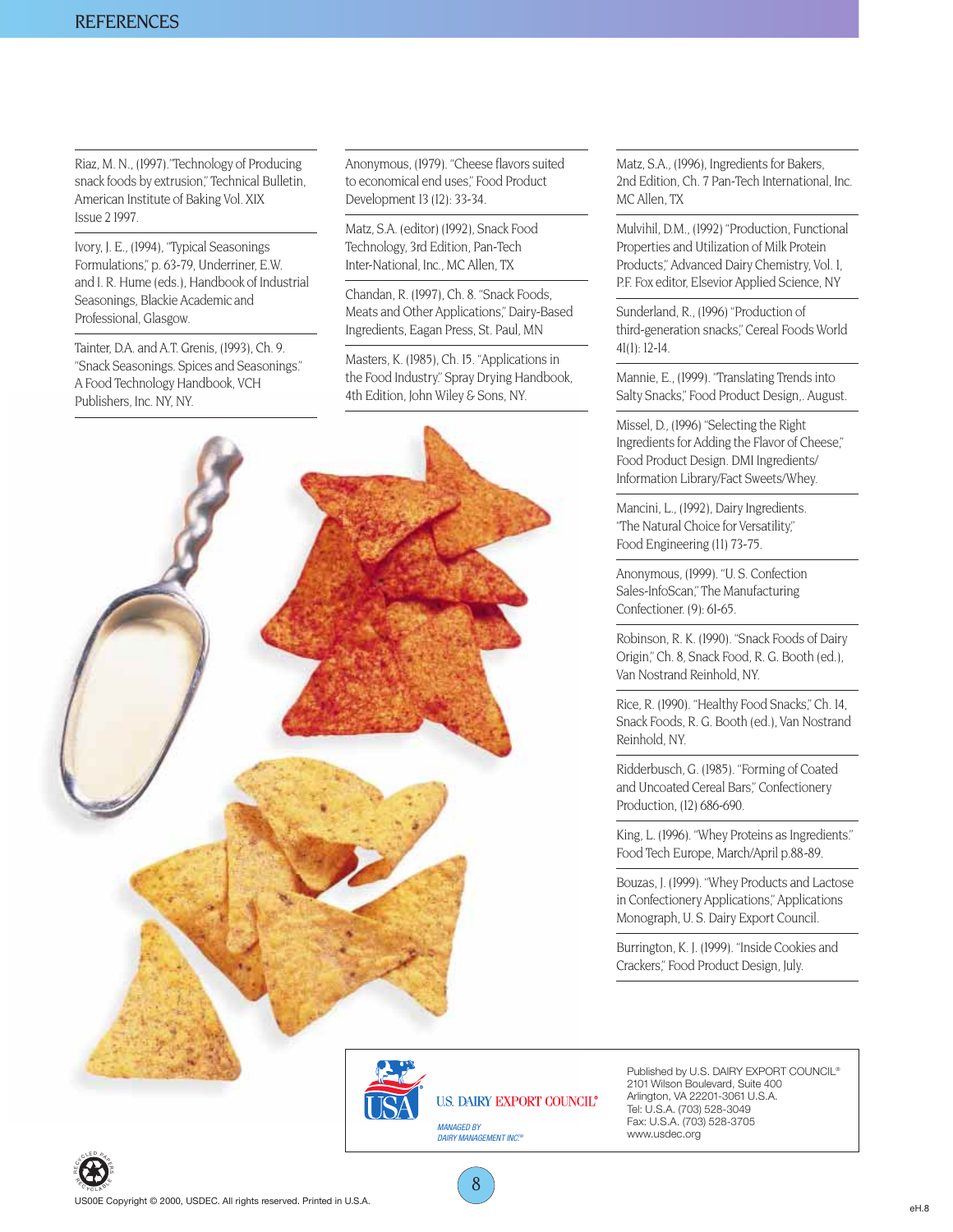# REFERENCES

Riaz, M. N., (1997). "Technology of Producing snack foods by extrusion," Technical Bulletin, American Institute of Baking Vol. XIX Issue 2 1997.

Ivory, J. E., (1994), "Typical Seasonings Formulations," p. 63-79, Underriner, E.W. and I. R. Hume (eds.), Handbook of Industrial Seasonings, Blackie Academic and Professional, Glasgow.

Tainter, D.A. and A.T. Grenis, (1993), Ch. 9. "Snack Seasonings. Spices and Seasonings." A Food Technology Handbook, VCH Publishers, Inc. NY, NY.

Anonymous, (1979). "Cheese flavors suited to economical end uses," Food Product Development 13 (12): 33-34.

Matz, S.A. (editor) (1992), Snack Food Technology, 3rd Edition, Pan-Tech Inter-National, Inc., MC Allen, TX

Chandan, R. (1997), Ch. 8. "Snack Foods, Meats and Other Applications," Dairy-Based Ingredients, Eagan Press, St. Paul, MN

Masters, K. (1985), Ch. 15. "Applications in the Food Industry." Spray Drying Handbook, 4th Edition, John Wiley & Sons, NY.

Matz, S.A., (1996), Ingredients for Bakers, 2nd Edition, Ch. 7 Pan-Tech International, Inc. MC Allen, TX

Mulvihil, D.M., (1992) "Production, Functional Properties and Utilization of Milk Protein Products," Advanced Dairy Chemistry, Vol. I, P.F. Fox editor, Elsevior Applied Science, NY

Sunderland, R., (1996) "Production of third-generation snacks," Cereal Foods World 41(1): 12-14.

Mannie, E., (1999). "Translating Trends into Salty Snacks," Food Product Design,. August.

Missel, D., (1996) "Selecting the Right Ingredients for Adding the Flavor of Cheese," Food Product Design. DMI Ingredients/Information Library/Fact Sweets/Whey.

Mancini, L., (1992), Dairy Ingredients. "The Natural Choice for Versatility," Food Engineering (11) 73-75.

Anonymous, (1999). "U. S. Confection Sales-InfoScan," The Manufacturing Confectioner. (9): 61-65.

Robinson, R. K. (1990). "Snack Foods of Dairy Origin," Ch. 8, Snack Food, R. G. Booth (ed.), Van Nostrand Reinhold, NY.

Rice, R. (1990). "Healthy Food Snacks," Ch. 14, Snack Foods, R. G. Booth (ed.), Van Nostrand Reinhold, NY.

Ridderbusch, G. (1985). "Forming of Coated and Uncoated Cereal Bars," Confectionery Production, (12) 686-690.

King, L. (1996). "Whey Proteins as Ingredients." Food Tech Europe, March/April p.88-89.

Bouzas, J. (1999). "Whey Products and Lactose in Confectionery Applications," Applications Monograph, U. S. Dairy Export Council.

Burrington, K. J. (1999). "Inside Cookies and Crackers," Food Product Design, July.

U.S. DAIRY EXPORT COUNCIL®

MANAGED BY DAIRY MANAGEMENT INC.™

Published by U.S. DAIRY EXPORT COUNCIL®
2101 Wilson Boulevard, Suite 400
Arlington, VA 22201-3061 U.S.A.
Tel: U.S.A. (703) 528-3049
Fax: U.S.A. (703) 528-3705
www.usdec.org

US00E Copyright © 2000, USDEC. All rights reserved. Printed in U.S.A.

eH.8